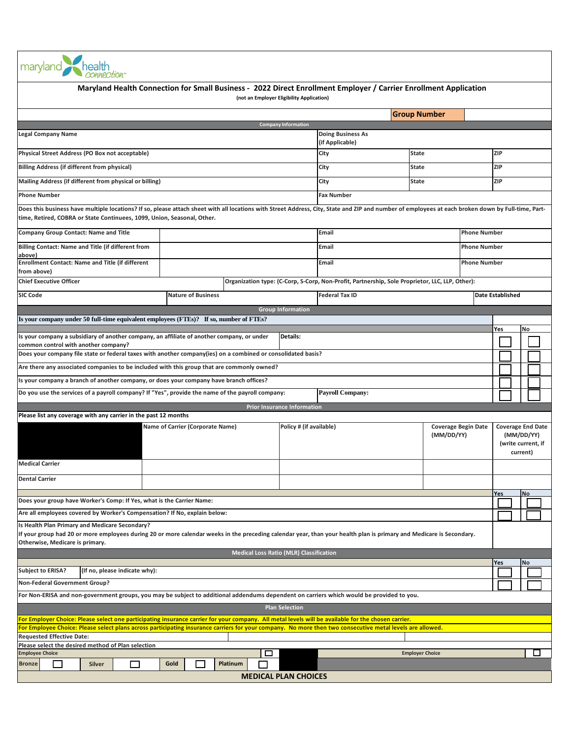maryland health connection

# Maryland Health Connection for Small Business - 2022 Direct Enrollment Employer / Carrier Enrollment Application

(not an Employer Eligibility Application)

**Group Number**

## Company Information

| Legal Company Name | | Doing Business As (if Applicable) | | |
|---|---|---|---|---|
| Physical Street Address (PO Box not acceptable) | | City | State | ZIP |
| Billing Address (if different from physical) | | City | State | ZIP |
| Mailing Address (if different from physical or billing) | | City | State | ZIP |
| Phone Number | | Fax Number | | |

Does this business have multiple locations? If so, please attach sheet with all locations with Street Address, City, State and ZIP and number of employees at each broken down by Full-time, Part-time, Retired, COBRA or State Continuees, 1099, Union, Seasonal, Other.

| | | | |
|---|---|---|---|
| Company Group Contact: Name and Title | | Email | Phone Number |
| Billing Contact: Name and Title (if different from above) | | Email | Phone Number |
| Enrollment Contact: Name and Title (if different from above) | | Email | Phone Number |
| Chief Executive Officer | Organization type: (C-Corp, S-Corp, Non-Profit, Partnership, Sole Proprietor, LLC, LLP, Other): | | |
| SIC Code | Nature of Business | Federal Tax ID | Date Established |

## Group Information

Is your company under 50 full-time equivalent employees (FTEs)? If so, number of FTEs?

| Question | | Yes | No |
|---|---|---|---|
| Is your company a subsidiary of another company, an affiliate of another company, or under common control with another company? | Details: | ☐ | ☐ |
| Does your company file state or federal taxes with another company(ies) on a combined or consolidated basis? | | ☐ | ☐ |
| Are there any associated companies to be included with this group that are commonly owned? | | ☐ | ☐ |
| Is your company a branch of another company, or does your company have branch offices? | | ☐ | ☐ |
| Do you use the services of a payroll company? If "Yes", provide the name of the payroll company: | Payroll Company: | ☐ | ☐ |

## Prior Insurance Information

Please list any coverage with any carrier in the past 12 months

| | Name of Carrier (Corporate Name) | Policy # (if available) | Coverage Begin Date (MM/DD/YY) | Coverage End Date (MM/DD/YY) (write current, if current) |
|---|---|---|---|---|
| Medical Carrier | | | | |
| Dental Carrier | | | | |

| | Yes | No |
|---|---|---|
| Does your group have Worker's Comp: If Yes, what is the Carrier Name: | ☐ | ☐ |
| Are all employees covered by Worker's Compensation? If No, explain below: | ☐ | ☐ |

Is Health Plan Primary and Medicare Secondary?
If your group had 20 or more employees during 20 or more calendar weeks in the preceding calendar year, than your health plan is primary and Medicare is Secondary. Otherwise, Medicare is primary.

## Medical Loss Ratio (MLR) Classification

| | | Yes | No |
|---|---|---|---|
| Subject to ERISA? | (If no, please indicate why): | ☐ | ☐ |
| Non-Federal Government Group? | | ☐ | ☐ |

For Non-ERISA and non-government groups, you may be subject to additional addendums dependent on carriers which would be provided to you.

## Plan Selection

For Employer Choice: Please select one participating insurance carrier for your company. All metal levels will be available for the chosen carrier.
For Employee Choice: Please select plans across participating insurance carriers for your company. No more then two consecutive metal levels are allowed.

Requested Effective Date:

Please select the desired method of Plan selection

Employee Choice ☐ Employer Choice ☐

Bronze ☐ Silver ☐ Gold ☐ Platinum ☐

**MEDICAL PLAN CHOICES**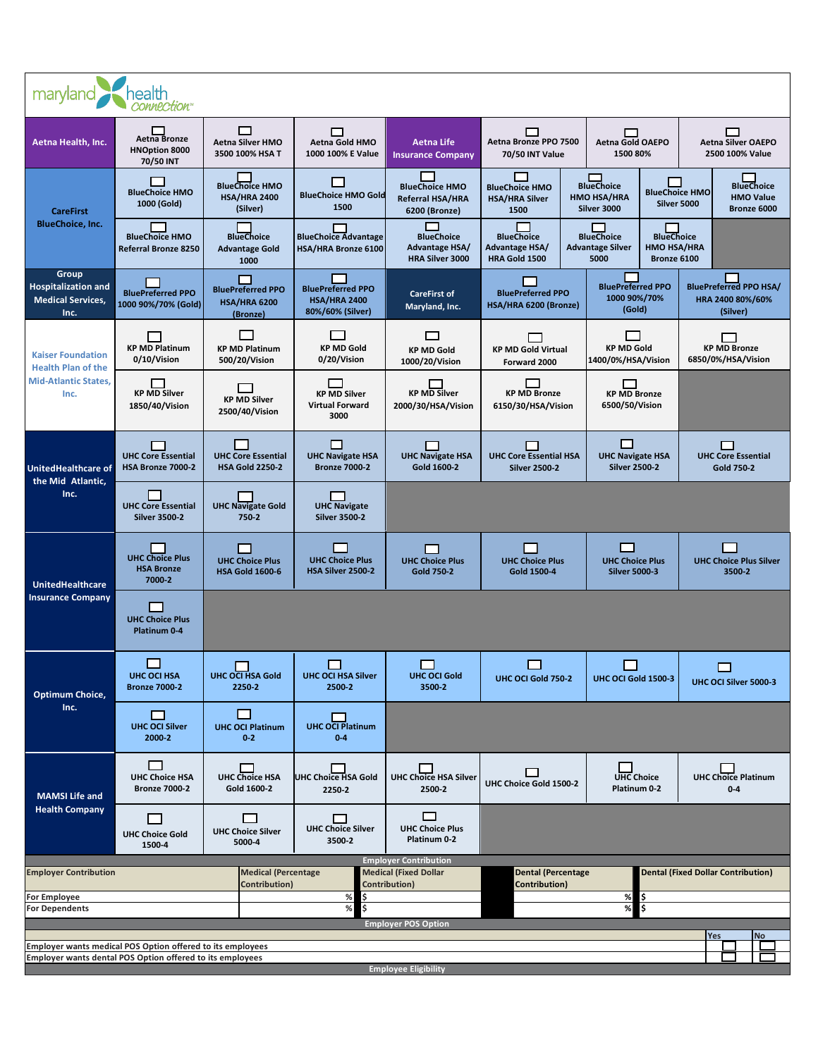maryland health connection

| Carrier | | | | | | | |
|---|---|---|---|---|---|---|---|
| Aetna Health, Inc. | ☐ Aetna Bronze HNOption 8000 70/50 INT | ☐ Aetna Silver HMO 3500 100% HSA T | ☐ Aetna Gold HMO 1000 100% E Value | **Aetna Life Insurance Company** | ☐ Aetna Bronze PPO 7500 70/50 INT Value | ☐ Aetna Gold OAEPO 1500 80% | ☐ Aetna Silver OAEPO 2500 100% Value |
| CareFirst BlueChoice, Inc. | ☐ BlueChoice HMO 1000 (Gold) | ☐ BlueChoice HMO HSA/HRA 2400 (Silver) | ☐ BlueChoice HMO Gold 1500 | ☐ BlueChoice HMO Referral HSA/HRA 6200 (Bronze) | ☐ BlueChoice HMO HSA/HRA Silver 1500 | ☐ BlueChoice HMO HSA/HRA Silver 3000 | ☐ BlueChoice HMO Silver 5000 | ☐ BlueChoice HMO Value Bronze 6000 |
| | ☐ BlueChoice HMO Referral Bronze 8250 | ☐ BlueChoice Advantage Gold 1000 | ☐ BlueChoice Advantage HSA/HRA Bronze 6100 | ☐ BlueChoice Advantage HSA/ HRA Silver 3000 | ☐ BlueChoice Advantage HSA/ HRA Gold 1500 | ☐ BlueChoice Advantage Silver 5000 | ☐ BlueChoice HMO HSA/HRA Bronze 6100 | |
| Group Hospitalization and Medical Services, Inc. | ☐ BluePreferred PPO 1000 90%/70% (Gold) | ☐ BluePreferred PPO HSA/HRA 6200 (Bronze) | ☐ BluePreferred PPO HSA/HRA 2400 80%/60% (Silver) | **CareFirst of Maryland, Inc.** | ☐ BluePreferred PPO HSA/HRA 6200 (Bronze) | ☐ BluePreferred PPO 1000 90%/70% (Gold) | ☐ BluePreferred PPO HSA/ HRA 2400 80%/60% (Silver) |
| Kaiser Foundation Health Plan of the Mid-Atlantic States, Inc. | ☐ KP MD Platinum 0/10/Vision | ☐ KP MD Platinum 500/20/Vision | ☐ KP MD Gold 0/20/Vision | ☐ KP MD Gold 1000/20/Vision | ☐ KP MD Gold Virtual Forward 2000 | ☐ KP MD Gold 1400/0%/HSA/Vision | ☐ KP MD Bronze 6850/0%/HSA/Vision |
| | ☐ KP MD Silver 1850/40/Vision | ☐ KP MD Silver 2500/40/Vision | ☐ KP MD Silver Virtual Forward 3000 | ☐ KP MD Silver 2000/30/HSA/Vision | ☐ KP MD Bronze 6150/30/HSA/Vision | ☐ KP MD Bronze 6500/50/Vision | |
| UnitedHealthcare of the Mid Atlantic, Inc. | ☐ UHC Core Essential HSA Bronze 7000-2 | ☐ UHC Core Essential HSA Gold 2250-2 | ☐ UHC Navigate HSA Bronze 7000-2 | ☐ UHC Navigate HSA Gold 1600-2 | ☐ UHC Core Essential HSA Silver 2500-2 | ☐ UHC Navigate HSA Silver 2500-2 | ☐ UHC Core Essential Gold 750-2 |
| | ☐ UHC Core Essential Silver 3500-2 | ☐ UHC Navigate Gold 750-2 | ☐ UHC Navigate Silver 3500-2 | | | | |
| UnitedHealthcare Insurance Company | ☐ UHC Choice Plus HSA Bronze 7000-2 | ☐ UHC Choice Plus HSA Gold 1600-6 | ☐ UHC Choice Plus HSA Silver 2500-2 | ☐ UHC Choice Plus Gold 750-2 | ☐ UHC Choice Plus Gold 1500-4 | ☐ UHC Choice Plus Silver 5000-3 | ☐ UHC Choice Plus Silver 3500-2 |
| | ☐ UHC Choice Plus Platinum 0-4 | | | | | | |
| Optimum Choice, Inc. | ☐ UHC OCI HSA Bronze 7000-2 | ☐ UHC OCI HSA Gold 2250-2 | ☐ UHC OCI HSA Silver 2500-2 | ☐ UHC OCI Gold 3500-2 | ☐ UHC OCI Gold 750-2 | ☐ UHC OCI Gold 1500-3 | ☐ UHC OCI Silver 5000-3 |
| | ☐ UHC OCI Silver 2000-2 | ☐ UHC OCI Platinum 0-2 | ☐ UHC OCI Platinum 0-4 | | | | |
| MAMSI Life and Health Company | ☐ UHC Choice HSA Bronze 7000-2 | ☐ UHC Choice HSA Gold 1600-2 | ☐ UHC Choice HSA Gold 2250-2 | ☐ UHC Choice HSA Silver 2500-2 | ☐ UHC Choice Gold 1500-2 | ☐ UHC Choice Platinum 0-2 | ☐ UHC Choice Platinum 0-4 |
| | ☐ UHC Choice Gold 1500-4 | ☐ UHC Choice Silver 5000-4 | ☐ UHC Choice Silver 3500-2 | ☐ UHC Choice Plus Platinum 0-2 | | | |

**Employer Contribution**

| Employer Contribution | Medical (Percentage Contribution) | Medical (Fixed Dollar Contribution) | Dental (Percentage Contribution) | Dental (Fixed Dollar Contribution) |
|---|---|---|---|---|
| For Employee | % | $ | % | $ |
| For Dependents | % | $ | % | $ |

**Employer POS Option**

| | Yes | No |
|---|---|---|
| Employer wants medical POS Option offered to its employees | ☐ | ☐ |
| Employer wants dental POS Option offered to its employees | ☐ | ☐ |

**Employee Eligibility**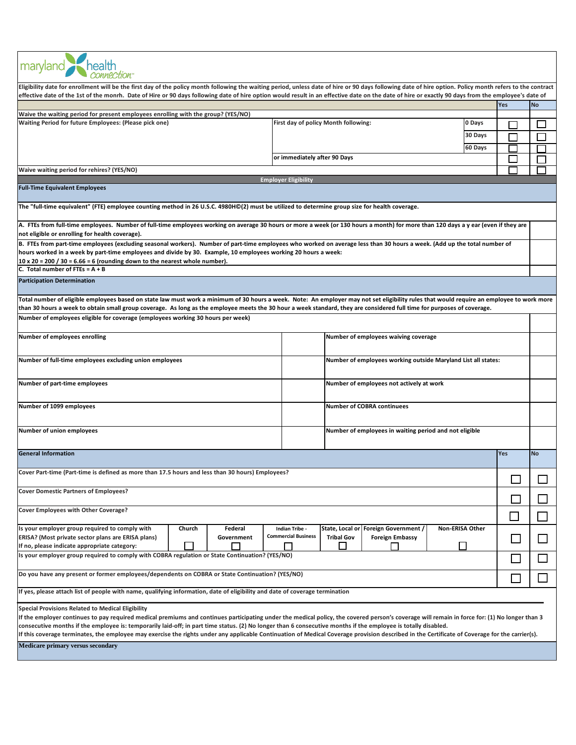maryland health connection

Eligibility date for enrollment will be the first day of the policy month following the waiting period, unless date of hire or 90 days following date of hire option. Policy month refers to the contract effective date of the 1st of the monrh. Date of Hire or 90 days following date of hire option would result in an effective date on the date of hire or exactly 90 days from the employee's date of

| | | | Yes | No |
|---|---|---|---|---|
| Waive the waiting period for present employees enrolling with the group? (YES/NO) | | | | |
| Waiting Period for future Employees: (Please pick one) | First day of policy Month following: | 0 Days | ☐ | ☐ |
| | | 30 Days | ☐ | ☐ |
| | | 60 Days | ☐ | ☐ |
| | or immediately after 90 Days | | ☐ | ☐ |
| Waive waiting period for rehires? (YES/NO) | | | ☐ | ☐ |

## Employer Eligibility

**Full-Time Equivalent Employees**

The "full-time equivalent" (FTE) employee counting method in 26 U.S.C. 4980H©(2) must be utilized to determine group size for health coverage.

| | |
|---|---|
| A. FTEs from full-time employees. Number of full-time employees working on average 30 hours or more a week (or 130 hours a month) for more than 120 days a y ear (even if they are not eligible or enrolling for health coverage). | |
| B. FTEs from part-time employees (excluding seasonal workers). Number of part-time employees who worked on average less than 30 hours a week. (Add up the total number of hours worked in a week by part-time employees and divide by 30. Example, 10 employees working 20 hours a week: 10 x 20 = 200 / 30 = 6.66 = 6 (rounding down to the nearest whole number). | |
| C. Total number of FTEs = A + B | |

**Participation Determination**

Total number of eligible employees based on state law must work a minimum of 30 hours a week. Note: An employer may not set eligibility rules that would require an employee to work more than 30 hours a week to obtain small group coverage. As long as the employee meets the 30 hour a week standard, they are considered full time for purposes of coverage.

| | | | |
|---|---|---|---|
| Number of employees eligible for coverage (employees working 30 hours per week) | | | |
| Number of employees enrolling | | Number of employees waiving coverage | |
| Number of full-time employees excluding union employees | | Number of employees working outside Maryland List all states: | |
| Number of part-time employees | | Number of employees not actively at work | |
| Number of 1099 employees | | Number of COBRA continuees | |
| Number of union employees | | Number of employees in waiting period and not eligible | |

| General Information | | | | | | | Yes | No |
|---|---|---|---|---|---|---|---|---|
| Cover Part-time (Part-time is defined as more than 17.5 hours and less than 30 hours) Employees? | | | | | | | ☐ | ☐ |
| Cover Domestic Partners of Employees? | | | | | | | ☐ | ☐ |
| Cover Employees with Other Coverage? | | | | | | | ☐ | ☐ |
| Is your employer group required to comply with ERISA? (Most private sector plans are ERISA plans) If no, please indicate appropriate category: | Church ☐ | Federal Government ☐ | Indian Tribe - Commercial Business ☐ | State, Local or Tribal Gov ☐ | Foreign Government / Foreign Embassy ☐ | Non-ERISA Other ☐ | ☐ | ☐ |
| Is your employer group required to comply with COBRA regulation or State Continuation? (YES/NO) | | | | | | | ☐ | ☐ |
| Do you have any present or former employees/dependents on COBRA or State Continuation? (YES/NO) | | | | | | | ☐ | ☐ |

If yes, please attach list of people with name, qualifying information, date of eligibility and date of coverage termination

**Special Provisions Related to Medical Eligibility**

If the employer continues to pay required medical premiums and continues participating under the medical policy, the covered person's coverage will remain in force for: (1) No longer than 3 consecutive months if the employee is: temporarily laid-off; in part time status. (2) No longer than 6 consecutive months if the employee is totally disabled.
If this coverage terminates, the employee may exercise the rights under any applicable Continuation of Medical Coverage provision described in the Certificate of Coverage for the carrier(s).

**Medicare primary versus secondary**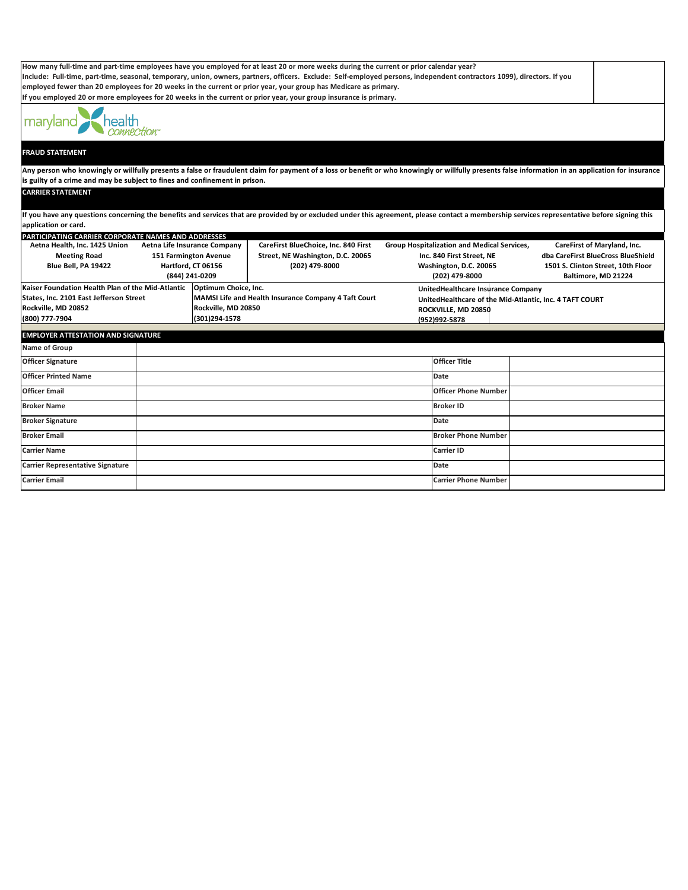| | |
|---|---|
| How many full-time and part-time employees have you employed for at least 20 or more weeks during the current or prior calendar year?<br>Include: Full-time, part-time, seasonal, temporary, union, owners, partners, officers. Exclude: Self-employed persons, independent contractors 1099), directors. If you employed fewer than 20 employees for 20 weeks in the current or prior year, your group has Medicare as primary.<br>If you employed 20 or more employees for 20 weeks in the current or prior year, your group insurance is primary. | |

maryland health connection

## FRAUD STATEMENT

**Any person who knowingly or willfully presents a false or fraudulent claim for payment of a loss or benefit or who knowingly or willfully presents false information in an application for insurance is guilty of a crime and may be subject to fines and confinement in prison.**

## CARRIER STATEMENT

**If you have any questions concerning the benefits and services that are provided by or excluded under this agreement, please contact a membership services representative before signing this application or card.**

## PARTICIPATING CARRIER CORPORATE NAMES AND ADDRESSES

| | | | | |
|---|---|---|---|---|
| Aetna Health, Inc. 1425 Union Meeting Road<br>Blue Bell, PA 19422 | Aetna Life Insurance Company<br>151 Farmington Avenue<br>Hartford, CT 06156<br>(844) 241-0209 | CareFirst BlueChoice, Inc. 840 First Street, NE Washington, D.C. 20065<br>(202) 479-8000 | Group Hospitalization and Medical Services, Inc. 840 First Street, NE<br>Washington, D.C. 20065<br>(202) 479-8000 | CareFirst of Maryland, Inc.<br>dba CareFirst BlueCross BlueShield<br>1501 S. Clinton Street, 10th Floor<br>Baltimore, MD 21224 |
| Kaiser Foundation Health Plan of the Mid-Atlantic States, Inc. 2101 East Jefferson Street<br>Rockville, MD 20852<br>(800) 777-7904 | Optimum Choice, Inc.<br>MAMSI Life and Health Insurance Company 4 Taft Court<br>Rockville, MD 20850<br>(301)294-1578 | | UnitedHealthcare Insurance Company<br>UnitedHealthcare of the Mid-Atlantic, Inc. 4 TAFT COURT<br>ROCKVILLE, MD 20850<br>(952)992-5878 | |

## EMPLOYER ATTESTATION AND SIGNATURE

| | | | |
|---|---|---|---|
| Name of Group | | | |
| Officer Signature | | Officer Title | |
| Officer Printed Name | | Date | |
| Officer Email | | Officer Phone Number | |
| Broker Name | | Broker ID | |
| Broker Signature | | Date | |
| Broker Email | | Broker Phone Number | |
| Carrier Name | | Carrier ID | |
| Carrier Representative Signature | | Date | |
| Carrier Email | | Carrier Phone Number | |